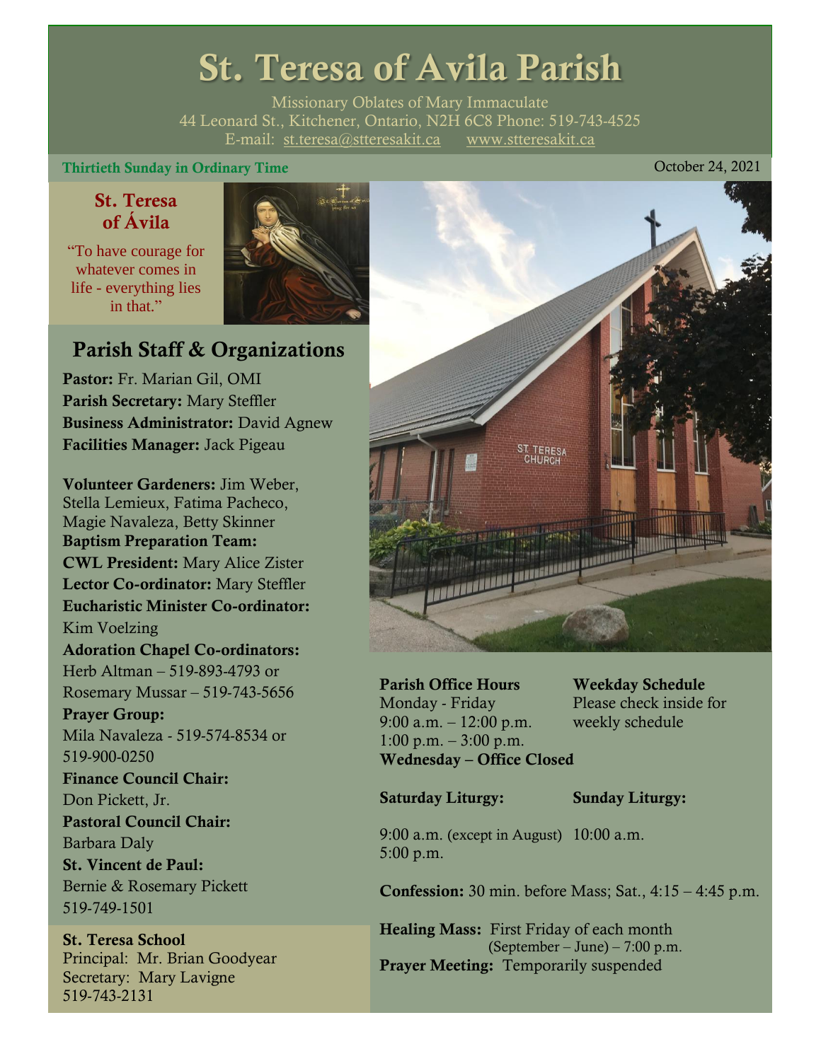# St. Teresa of Avila Parish

Missionary Oblates of Mary Immaculate
44 Leonard St., Kitchener, Ontario, N2H 6C8 Phone: 519-743-4525
E-mail: st.teresa@stteresakit.ca www.stteresakit.ca

**Thirtieth Sunday in Ordinary Time** October 24, 2021

## St. Teresa of Ávila

"To have courage for whatever comes in life - everything lies in that."

## Parish Staff & Organizations

**Pastor:** Fr. Marian Gil, OMI
**Parish Secretary:** Mary Steffler
**Business Administrator:** David Agnew
**Facilities Manager:** Jack Pigeau

**Volunteer Gardeners:** Jim Weber, Stella Lemieux, Fatima Pacheco, Magie Navaleza, Betty Skinner
**Baptism Preparation Team:**
**CWL President:** Mary Alice Zister
**Lector Co-ordinator:** Mary Steffler
**Eucharistic Minister Co-ordinator:** Kim Voelzing
**Adoration Chapel Co-ordinators:** Herb Altman – 519-893-4793 or Rosemary Mussar – 519-743-5656
**Prayer Group:** Mila Navaleza - 519-574-8534 or 519-900-0250
**Finance Council Chair:** Don Pickett, Jr.
**Pastoral Council Chair:** Barbara Daly
**St. Vincent de Paul:** Bernie & Rosemary Pickett 519-749-1501

**St. Teresa School**
Principal: Mr. Brian Goodyear
Secretary: Mary Lavigne
519-743-2131

**Parish Office Hours**
Monday - Friday
9:00 a.m. – 12:00 p.m.
1:00 p.m. – 3:00 p.m.
**Wednesday – Office Closed**

**Weekday Schedule**
Please check inside for weekly schedule

**Saturday Liturgy:**
9:00 a.m. (except in August)
5:00 p.m.

**Sunday Liturgy:**
10:00 a.m.

**Confession:** 30 min. before Mass; Sat., 4:15 – 4:45 p.m.

**Healing Mass:** First Friday of each month (September – June) – 7:00 p.m.
**Prayer Meeting:** Temporarily suspended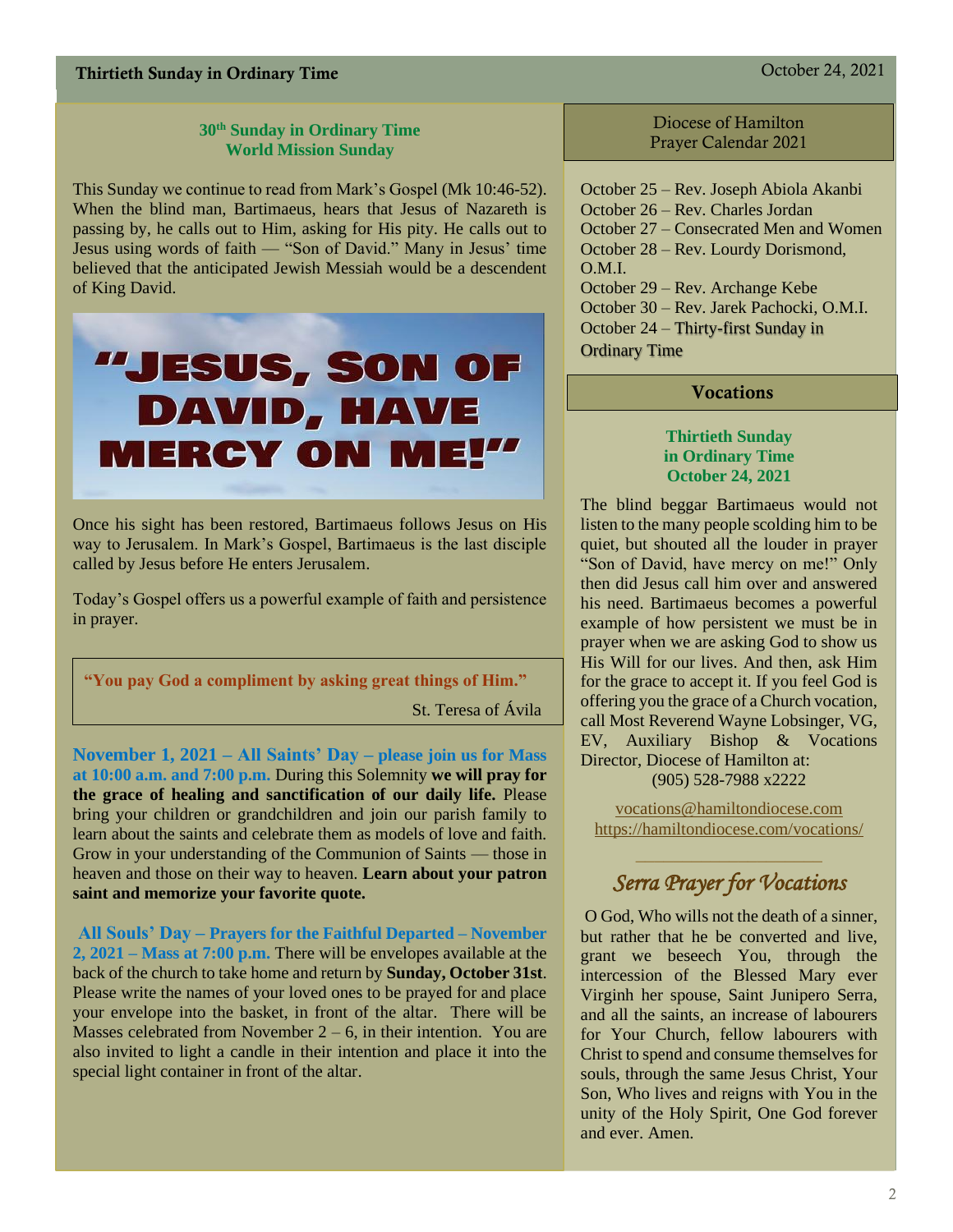## 30th Sunday in Ordinary Time
## World Mission Sunday

This Sunday we continue to read from Mark's Gospel (Mk 10:46-52). When the blind man, Bartimaeus, hears that Jesus of Nazareth is passing by, he calls out to Him, asking for His pity. He calls out to Jesus using words of faith — "Son of David." Many in Jesus' time believed that the anticipated Jewish Messiah would be a descendent of King David.

**"JESUS, SON OF DAVID, HAVE MERCY ON ME!"**

Once his sight has been restored, Bartimaeus follows Jesus on His way to Jerusalem. In Mark's Gospel, Bartimaeus is the last disciple called by Jesus before He enters Jerusalem.

Today's Gospel offers us a powerful example of faith and persistence in prayer.

> **"You pay God a compliment by asking great things of Him."**
>
> St. Teresa of Ávila

**November 1, 2021 – All Saints' Day – please join us for Mass at 10:00 a.m. and 7:00 p.m.** During this Solemnity **we will pray for the grace of healing and sanctification of our daily life.** Please bring your children or grandchildren and join our parish family to learn about the saints and celebrate them as models of love and faith. Grow in your understanding of the Communion of Saints — those in heaven and those on their way to heaven. **Learn about your patron saint and memorize your favorite quote.**

**All Souls' Day – Prayers for the Faithful Departed – November 2, 2021 – Mass at 7:00 p.m.** There will be envelopes available at the back of the church to take home and return by **Sunday, October 31st**. Please write the names of your loved ones to be prayed for and place your envelope into the basket, in front of the altar. There will be Masses celebrated from November 2 – 6, in their intention. You are also invited to light a candle in their intention and place it into the special light container in front of the altar.

## Diocese of Hamilton Prayer Calendar 2021

October 25 – Rev. Joseph Abiola Akanbi
October 26 – Rev. Charles Jordan
October 27 – Consecrated Men and Women
October 28 – Rev. Lourdy Dorismond, O.M.I.
October 29 – Rev. Archange Kebe
October 30 – Rev. Jarek Pachocki, O.M.I.
October 24 – Thirty-first Sunday in Ordinary Time

## Vocations

**Thirtieth Sunday in Ordinary Time October 24, 2021**

The blind beggar Bartimaeus would not listen to the many people scolding him to be quiet, but shouted all the louder in prayer "Son of David, have mercy on me!" Only then did Jesus call him over and answered his need. Bartimaeus becomes a powerful example of how persistent we must be in prayer when we are asking God to show us His Will for our lives. And then, ask Him for the grace to accept it. If you feel God is offering you the grace of a Church vocation, call Most Reverend Wayne Lobsinger, VG, EV, Auxiliary Bishop & Vocations Director, Diocese of Hamilton at:
(905) 528-7988 x2222

vocations@hamiltondiocese.com
https://hamiltondiocese.com/vocations/

## *Serra Prayer for Vocations*

O God, Who wills not the death of a sinner, but rather that he be converted and live, grant we beseech You, through the intercession of the Blessed Mary ever Virginh her spouse, Saint Junipero Serra, and all the saints, an increase of labourers for Your Church, fellow labourers with Christ to spend and consume themselves for souls, through the same Jesus Christ, Your Son, Who lives and reigns with You in the unity of the Holy Spirit, One God forever and ever. Amen.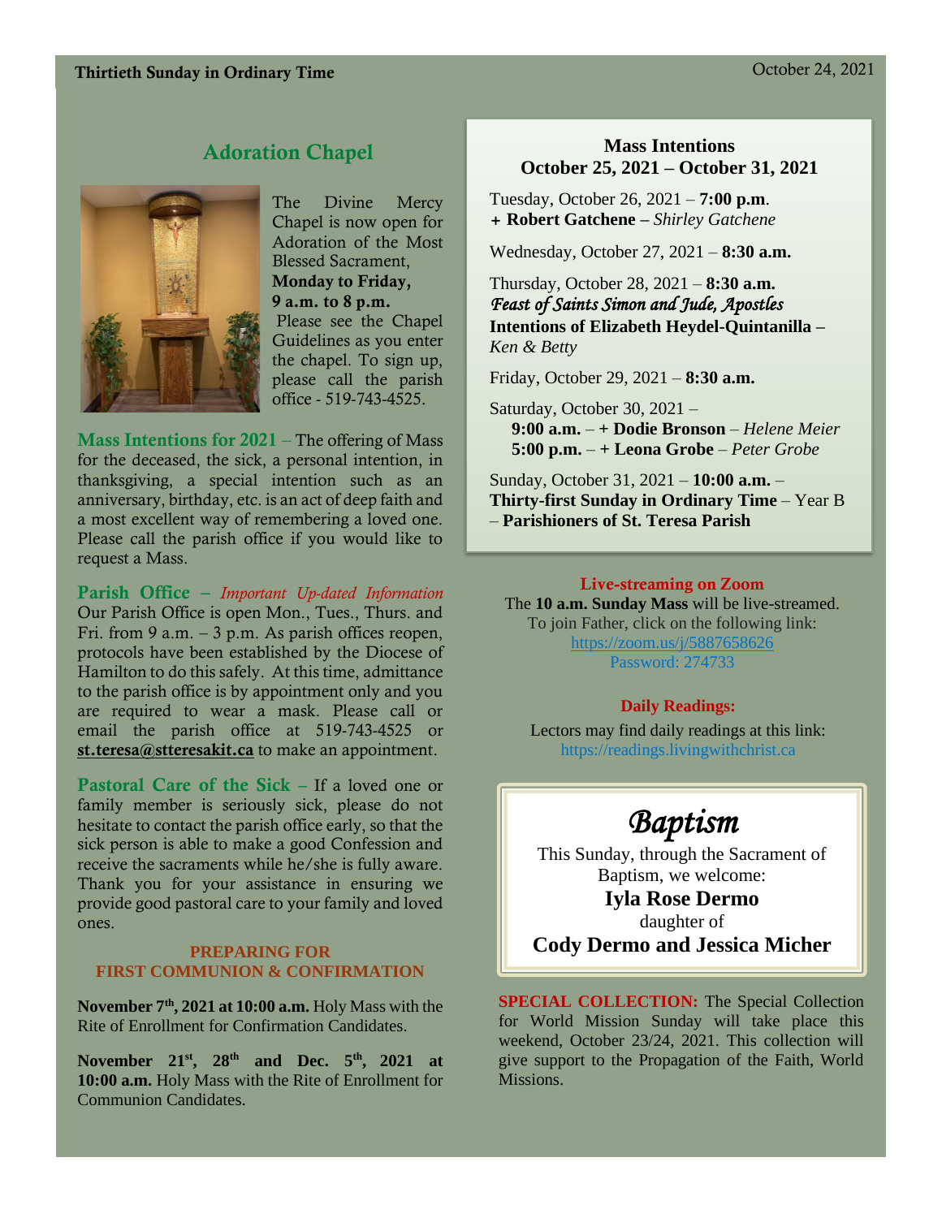**Thirtieth Sunday in Ordinary Time** October 24, 2021

## Adoration Chapel

The Divine Mercy Chapel is now open for Adoration of the Most Blessed Sacrament, **Monday to Friday, 9 a.m. to 8 p.m.** Please see the Chapel Guidelines as you enter the chapel. To sign up, please call the parish office - 519-743-4525.

**Mass Intentions for 2021** – The offering of Mass for the deceased, the sick, a personal intention, in thanksgiving, a special intention such as an anniversary, birthday, etc. is an act of deep faith and a most excellent way of remembering a loved one. Please call the parish office if you would like to request a Mass.

**Parish Office** – *Important Up-dated Information* Our Parish Office is open Mon., Tues., Thurs. and Fri. from 9 a.m. – 3 p.m. As parish offices reopen, protocols have been established by the Diocese of Hamilton to do this safely. At this time, admittance to the parish office is by appointment only and you are required to wear a mask. Please call or email the parish office at 519-743-4525 or **st.teresa@stteresakit.ca** to make an appointment.

**Pastoral Care of the Sick** – If a loved one or family member is seriously sick, please do not hesitate to contact the parish office early, so that the sick person is able to make a good Confession and receive the sacraments while he/she is fully aware. Thank you for your assistance in ensuring we provide good pastoral care to your family and loved ones.

### PREPARING FOR FIRST COMMUNION & CONFIRMATION

**November 7th, 2021 at 10:00 a.m.** Holy Mass with the Rite of Enrollment for Confirmation Candidates.

**November 21st, 28th and Dec. 5th, 2021 at 10:00 a.m.** Holy Mass with the Rite of Enrollment for Communion Candidates.

### Mass Intentions
### October 25, 2021 – October 31, 2021

Tuesday, October 26, 2021 – **7:00 p.m**.
**+ Robert Gatchene –** *Shirley Gatchene*

Wednesday, October 27, 2021 – **8:30 a.m.**

Thursday, October 28, 2021 – **8:30 a.m.**
*Feast of Saints Simon and Jude, Apostles*
**Intentions of Elizabeth Heydel-Quintanilla –** *Ken & Betty*

Friday, October 29, 2021 – **8:30 a.m.**

Saturday, October 30, 2021 –
**9:00 a.m.** – **+ Dodie Bronson** – *Helene Meier*
**5:00 p.m.** – **+ Leona Grobe** – *Peter Grobe*

Sunday, October 31, 2021 – **10:00 a.m.** – **Thirty-first Sunday in Ordinary Time** – Year B – **Parishioners of St. Teresa Parish**

**Live-streaming on Zoom**

The **10 a.m. Sunday Mass** will be live-streamed. To join Father, click on the following link: https://zoom.us/j/5887658626 Password: 274733

**Daily Readings:**

Lectors may find daily readings at this link: https://readings.livingwithchrist.ca

## *Baptism*

This Sunday, through the Sacrament of Baptism, we welcome:
**Iyla Rose Dermo**
daughter of
**Cody Dermo and Jessica Micher**

**SPECIAL COLLECTION:** The Special Collection for World Mission Sunday will take place this weekend, October 23/24, 2021. This collection will give support to the Propagation of the Faith, World Missions.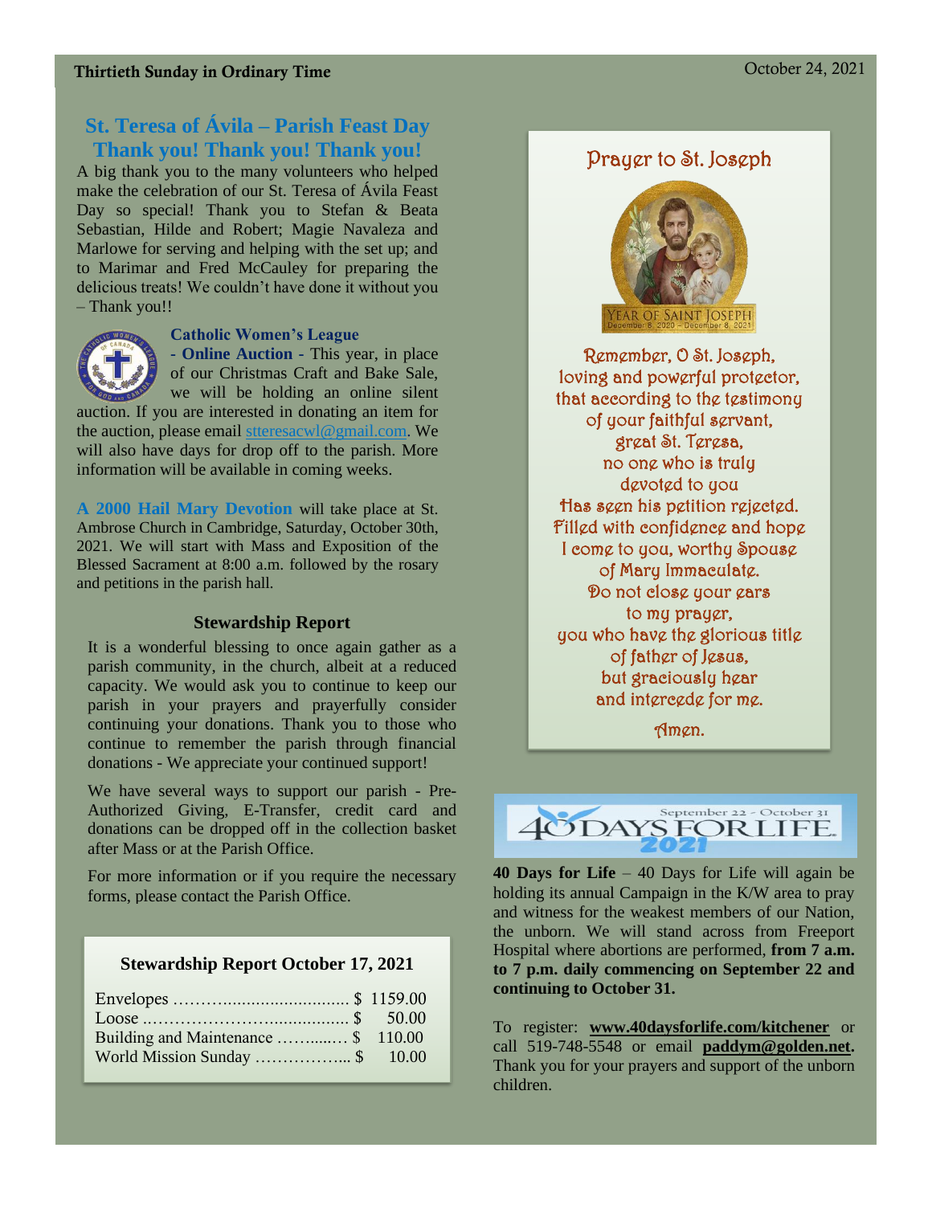## St. Teresa of Ávila – Parish Feast Day
## Thank you! Thank you! Thank you!

A big thank you to the many volunteers who helped make the celebration of our St. Teresa of Ávila Feast Day so special! Thank you to Stefan & Beata Sebastian, Hilde and Robert; Magie Navaleza and Marlowe for serving and helping with the set up; and to Marimar and Fred McCauley for preparing the delicious treats! We couldn't have done it without you – Thank you!!

**Catholic Women's League - Online Auction** - This year, in place of our Christmas Craft and Bake Sale, we will be holding an online silent auction. If you are interested in donating an item for the auction, please email stteresacwl@gmail.com. We will also have days for drop off to the parish. More information will be available in coming weeks.

**A 2000 Hail Mary Devotion** will take place at St. Ambrose Church in Cambridge, Saturday, October 30th, 2021. We will start with Mass and Exposition of the Blessed Sacrament at 8:00 a.m. followed by the rosary and petitions in the parish hall.

### Stewardship Report

It is a wonderful blessing to once again gather as a parish community, in the church, albeit at a reduced capacity. We would ask you to continue to keep our parish in your prayers and prayerfully consider continuing your donations. Thank you to those who continue to remember the parish through financial donations - We appreciate your continued support!

We have several ways to support our parish - Pre-Authorized Giving, E-Transfer, credit card and donations can be dropped off in the collection basket after Mass or at the Parish Office.

For more information or if you require the necessary forms, please contact the Parish Office.

### Stewardship Report October 17, 2021

| | |
|---|---|
| Envelopes | $ 1159.00 |
| Loose | $ 50.00 |
| Building and Maintenance | $ 110.00 |
| World Mission Sunday | $ 10.00 |

## Prayer to St. Joseph

YEAR OF SAINT JOSEPH
December 8, 2020 – December 8, 2021

Remember, O St. Joseph,
loving and powerful protector,
that according to the testimony
of your faithful servant,
great St. Teresa,
no one who is truly
devoted to you
Has seen his petition rejected.
Filled with confidence and hope
I come to you, worthy Spouse
of Mary Immaculate.
Do not close your ears
to my prayer,
you who have the glorious title
of father of Jesus,
but graciously hear
and intercede for me.

Amen.

40 DAYS FOR LIFE 2021 — September 22 – October 31

**40 Days for Life** – 40 Days for Life will again be holding its annual Campaign in the K/W area to pray and witness for the weakest members of our Nation, the unborn. We will stand across from Freeport Hospital where abortions are performed, **from 7 a.m. to 7 p.m. daily commencing on September 22 and continuing to October 31.**

To register: **www.40daysforlife.com/kitchener** or call 519-748-5548 or email **paddym@golden.net.** Thank you for your prayers and support of the unborn children.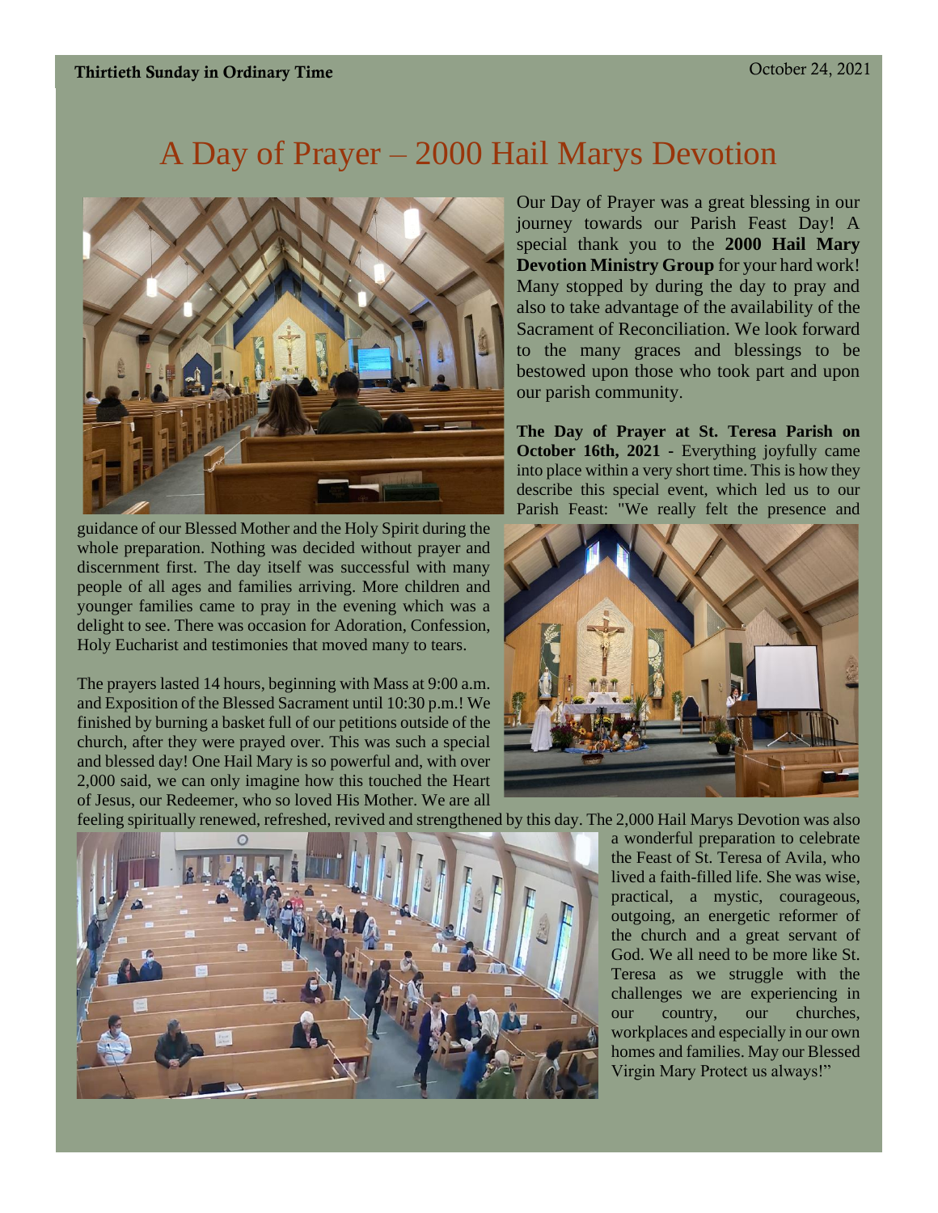# A Day of Prayer – 2000 Hail Marys Devotion

Our Day of Prayer was a great blessing in our journey towards our Parish Feast Day! A special thank you to the **2000 Hail Mary Devotion Ministry Group** for your hard work! Many stopped by during the day to pray and also to take advantage of the availability of the Sacrament of Reconciliation. We look forward to the many graces and blessings to be bestowed upon those who took part and upon our parish community.

**The Day of Prayer at St. Teresa Parish on October 16th, 2021** - Everything joyfully came into place within a very short time. This is how they describe this special event, which led us to our Parish Feast: "We really felt the presence and guidance of our Blessed Mother and the Holy Spirit during the whole preparation. Nothing was decided without prayer and discernment first. The day itself was successful with many people of all ages and families arriving. More children and younger families came to pray in the evening which was a delight to see. There was occasion for Adoration, Confession, Holy Eucharist and testimonies that moved many to tears.

The prayers lasted 14 hours, beginning with Mass at 9:00 a.m. and Exposition of the Blessed Sacrament until 10:30 p.m.! We finished by burning a basket full of our petitions outside of the church, after they were prayed over. This was such a special and blessed day! One Hail Mary is so powerful and, with over 2,000 said, we can only imagine how this touched the Heart of Jesus, our Redeemer, who so loved His Mother. We are all feeling spiritually renewed, refreshed, revived and strengthened by this day. The 2,000 Hail Marys Devotion was also a wonderful preparation to celebrate the Feast of St. Teresa of Avila, who lived a faith-filled life. She was wise, practical, a mystic, courageous, outgoing, an energetic reformer of the church and a great servant of God. We all need to be more like St. Teresa as we struggle with the challenges we are experiencing in our country, our churches, workplaces and especially in our own homes and families. May our Blessed Virgin Mary Protect us always!"